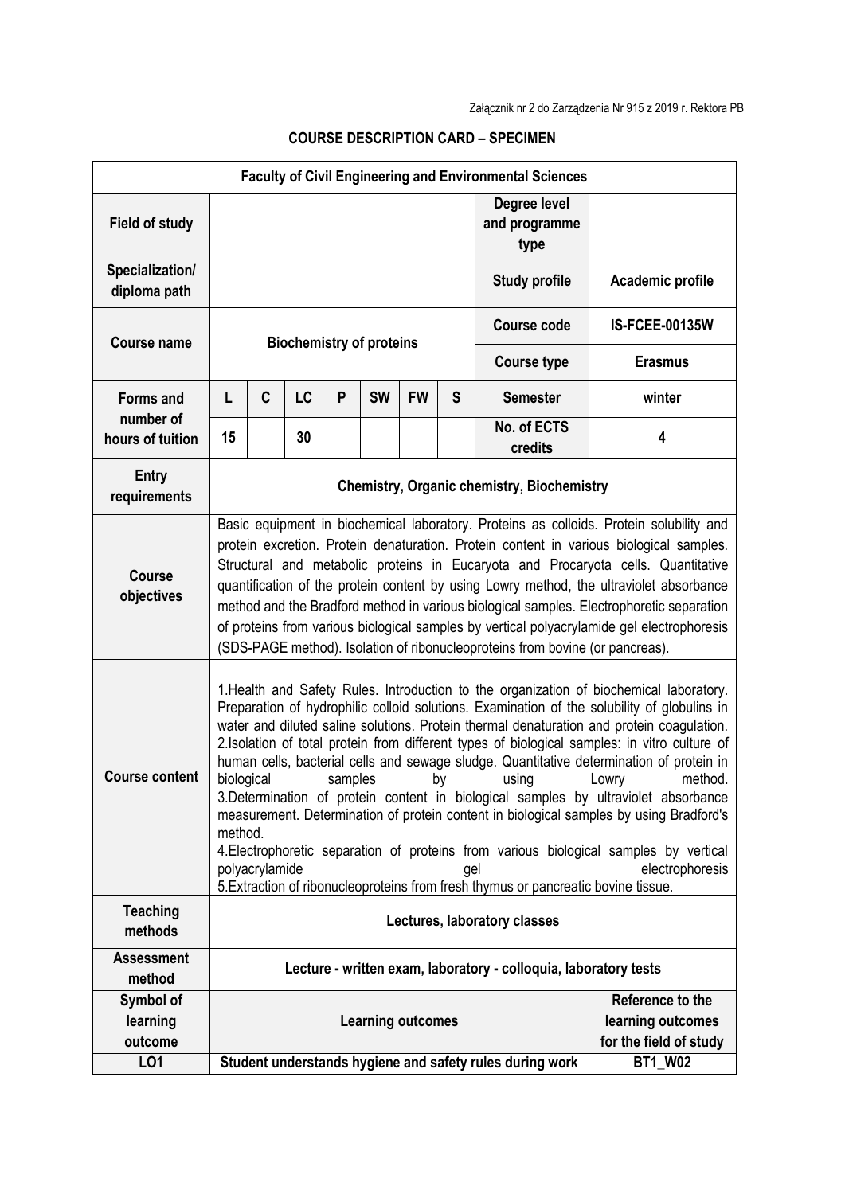Załącznik nr 2 do Zarządzenia Nr 915 z 2019 r. Rektora PB

**COURSE DESCRIPTION CARD – SPECIMEN**

| **Faculty of Civil Engineering and Environmental Sciences** | | | | | | | | | |
|---|---|---|---|---|---|---|---|---|---|
| **Field of study** | | | | | | | | **Degree level and programme type** | |
| **Specialization/ diploma path** | | | | | | | | **Study profile** | **Academic profile** |
| **Course name** | **Biochemistry of proteins** | | | | | | | **Course code** | **IS-FCEE-00135W** |
| | | | | | | | | **Course type** | **Erasmus** |
| **Forms and number of hours of tuition** | **L** | **C** | **LC** | **P** | **SW** | **FW** | **S** | **Semester** | **winter** |
| | **15** | | **30** | | | | | **No. of ECTS credits** | **4** |
| **Entry requirements** | **Chemistry, Organic chemistry, Biochemistry** | | | | | | | | |
| **Course objectives** | Basic equipment in biochemical laboratory. Proteins as colloids. Protein solubility and protein excretion. Protein denaturation. Protein content in various biological samples. Structural and metabolic proteins in Eucaryota and Procaryota cells. Quantitative quantification of the protein content by using Lowry method, the ultraviolet absorbance method and the Bradford method in various biological samples. Electrophoretic separation of proteins from various biological samples by vertical polyacrylamide gel electrophoresis (SDS-PAGE method). Isolation of ribonucleoproteins from bovine (or pancreas). | | | | | | | | |
| **Course content** | 1.Health and Safety Rules. Introduction to the organization of biochemical laboratory. Preparation of hydrophilic colloid solutions. Examination of the solubility of globulins in water and diluted saline solutions. Protein thermal denaturation and protein coagulation.<br>2.Isolation of total protein from different types of biological samples: in vitro culture of human cells, bacterial cells and sewage sludge. Quantitative determination of protein in biological samples by using Lowry method.<br>3.Determination of protein content in biological samples by ultraviolet absorbance measurement. Determination of protein content in biological samples by using Bradford's method.<br>4.Electrophoretic separation of proteins from various biological samples by vertical polyacrylamide gel electrophoresis<br>5.Extraction of ribonucleoproteins from fresh thymus or pancreatic bovine tissue. | | | | | | | | |
| **Teaching methods** | **Lectures, laboratory classes** | | | | | | | | |
| **Assessment method** | **Lecture - written exam, laboratory - colloquia, laboratory tests** | | | | | | | | |
| **Symbol of learning outcome** | **Learning outcomes** | | | | | | | | **Reference to the learning outcomes for the field of study** |
| **LO1** | **Student understands hygiene and safety rules during work** | | | | | | | | **BT1_W02** |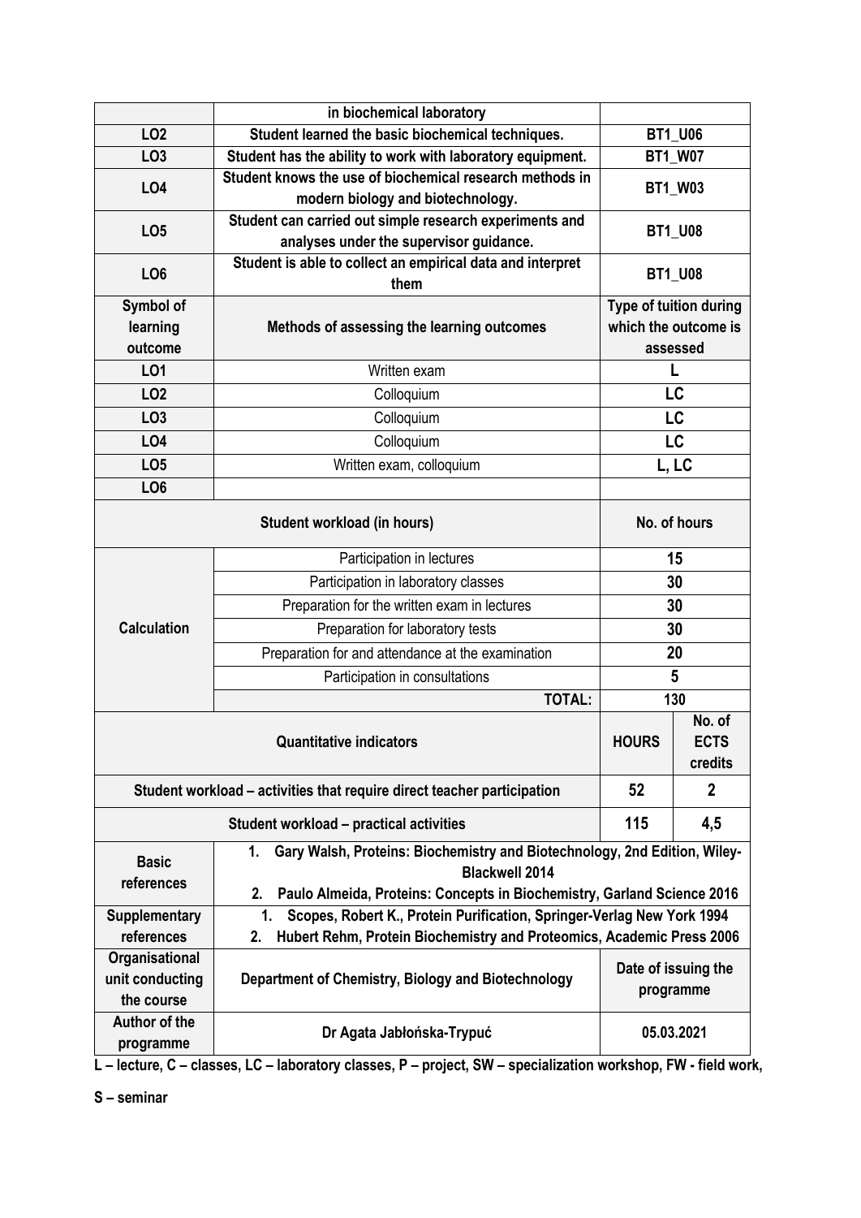| | | |
|---|---|---|
| | in biochemical laboratory | |
| LO2 | Student learned the basic biochemical techniques. | BT1_U06 |
| LO3 | Student has the ability to work with laboratory equipment. | BT1_W07 |
| LO4 | Student knows the use of biochemical research methods in modern biology and biotechnology. | BT1_W03 |
| LO5 | Student can carried out simple research experiments and analyses under the supervisor guidance. | BT1_U08 |
| LO6 | Student is able to collect an empirical data and interpret them | BT1_U08 |
| **Symbol of learning outcome** | **Methods of assessing the learning outcomes** | **Type of tuition during which the outcome is assessed** |
| LO1 | Written exam | L |
| LO2 | Colloquium | LC |
| LO3 | Colloquium | LC |
| LO4 | Colloquium | LC |
| LO5 | Written exam, colloquium | L, LC |
| LO6 | | |

| | | | |
|---|---|---|---|
| **Student workload (in hours)** | | **No. of hours** | |
| **Calculation** | Participation in lectures | 15 | |
| | Participation in laboratory classes | 30 | |
| | Preparation for the written exam in lectures | 30 | |
| | Preparation for laboratory tests | 30 | |
| | Preparation for and attendance at the examination | 20 | |
| | Participation in consultations | 5 | |
| | **TOTAL:** | 130 | |
| **Quantitative indicators** | | **HOURS** | **No. of ECTS credits** |
| **Student workload – activities that require direct teacher participation** | | 52 | 2 |
| **Student workload – practical activities** | | 115 | 4,5 |

| | | |
|---|---|---|
| **Basic references** | 1. Gary Walsh, Proteins: Biochemistry and Biotechnology, 2nd Edition, Wiley-Blackwell 2014<br>2. Paulo Almeida, Proteins: Concepts in Biochemistry, Garland Science 2016 | |
| **Supplementary references** | 1. Scopes, Robert K., Protein Purification, Springer-Verlag New York 1994<br>2. Hubert Rehm, Protein Biochemistry and Proteomics, Academic Press 2006 | |
| **Organisational unit conducting the course** | **Department of Chemistry, Biology and Biotechnology** | **Date of issuing the programme** |
| **Author of the programme** | **Dr Agata Jabłońska-Trypuć** | **05.03.2021** |

**L – lecture, C – classes, LC – laboratory classes, P – project, SW – specialization workshop, FW - field work, S – seminar**